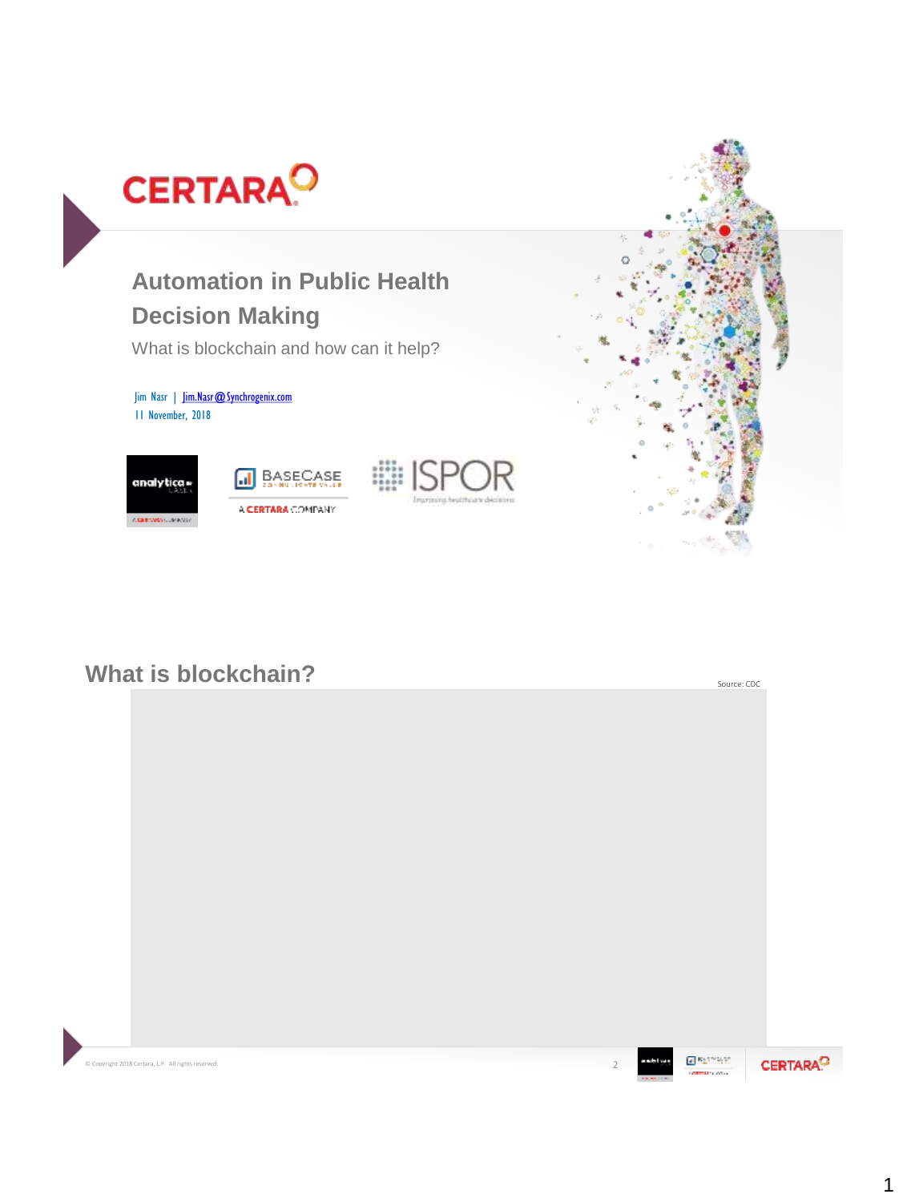# Automation in Public Health Decision Making

What is blockchain and how can it help?

Jim Nasr | Jim.Nasr@Synchrogenix.com
11 November, 2018

## What is blockchain?

Source: CDC

© Copyright 2018 Certara, L.P. All rights reserved.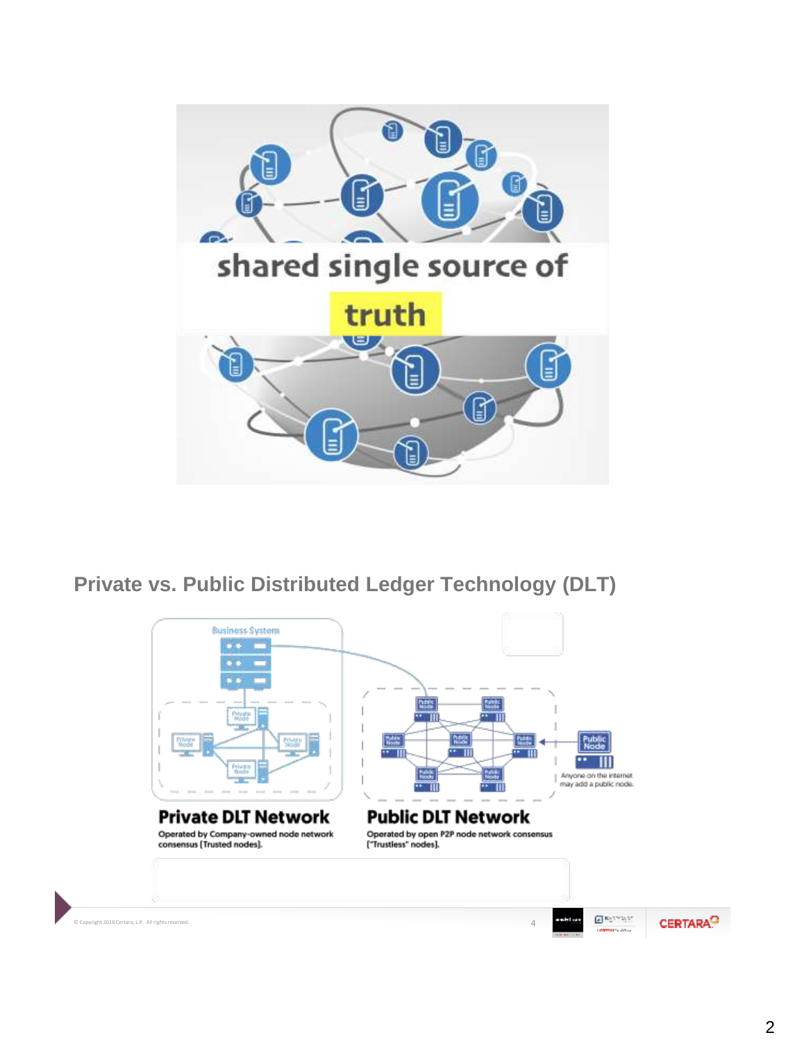shared single source of

truth

## Private vs. Public Distributed Ledger Technology (DLT)

Business System

Private Node

Public Node

Anyone on the internet may add a public node.

**Private DLT Network**

Operated by Company-owned node network consensus (Trusted nodes).

**Public DLT Network**

Operated by open P2P node network consensus ("Trustless" nodes).

© Copyright 2018 Certara, L.P. All rights reserved.

CERTARA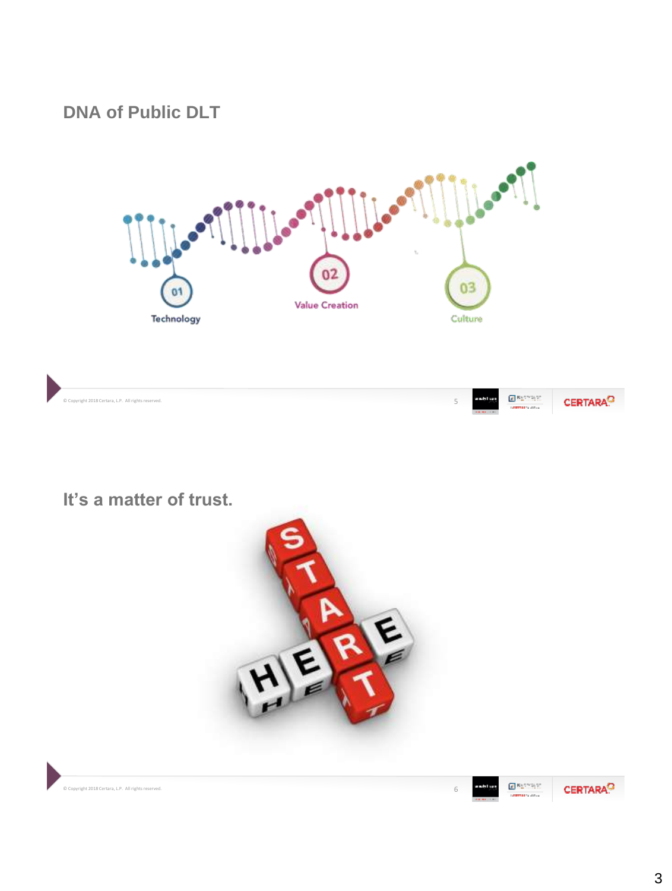## DNA of Public DLT

01
Technology

02
Value Creation

03
Culture

© Copyright 2018 Certara, L.P. All rights reserved.

## It's a matter of trust.

© Copyright 2018 Certara, L.P. All rights reserved.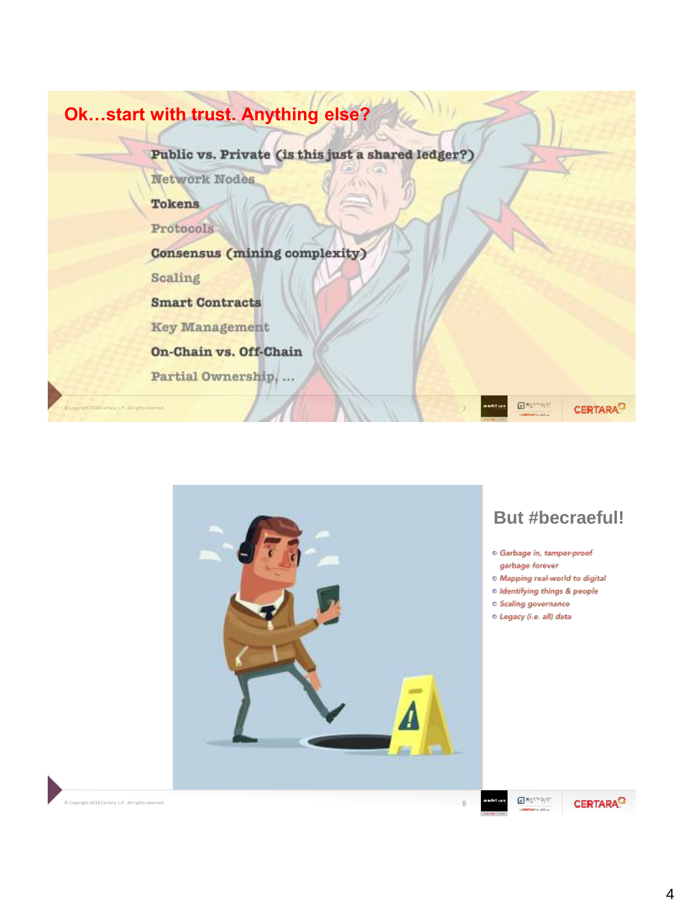## Ok…start with trust. Anything else?

- **Public vs. Private (is this just a shared ledger?)**
- Network Nodes
- **Tokens**
- Protocols
- **Consensus (mining complexity)**
- Scaling
- **Smart Contracts**
- Key Management
- **On-Chain vs. Off-Chain**
- Partial Ownership, …

## But #becraeful!

- Garbage in, tamper-proof garbage forever
- Mapping real-world to digital
- Identifying things & people
- Scaling governance
- Legacy (i.e. all) data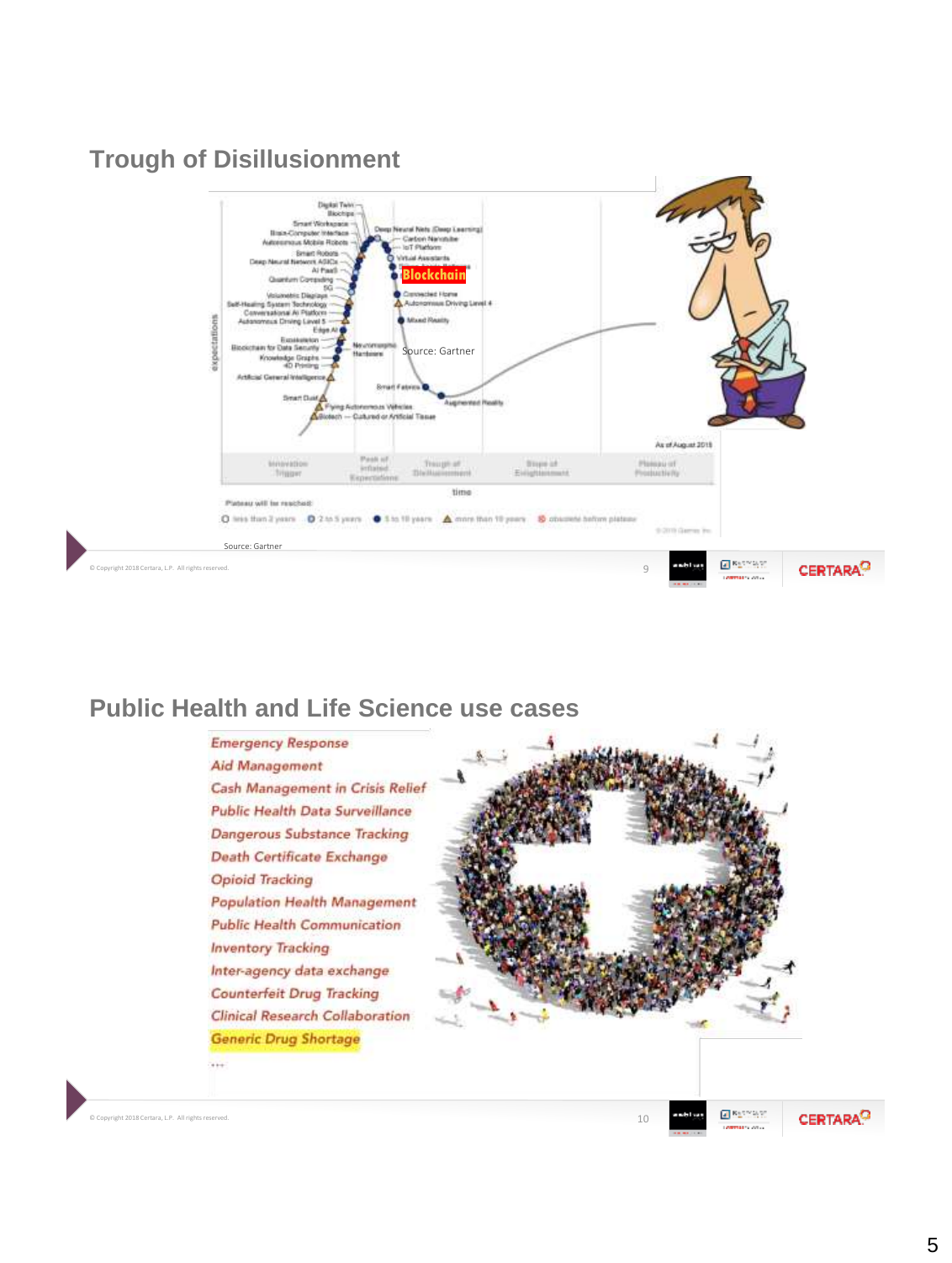## Trough of Disillusionment

Blockchain

Source: Gartner

Source: Gartner

© Copyright 2018 Certara, L.P. All rights reserved.

## Public Health and Life Science use cases

- Emergency Response
- Aid Management
- Cash Management in Crisis Relief
- Public Health Data Surveillance
- Dangerous Substance Tracking
- Death Certificate Exchange
- Opioid Tracking
- Population Health Management
- Public Health Communication
- Inventory Tracking
- Inter-agency data exchange
- Counterfeit Drug Tracking
- Clinical Research Collaboration
- Generic Drug Shortage

...

© Copyright 2018 Certara, L.P. All rights reserved.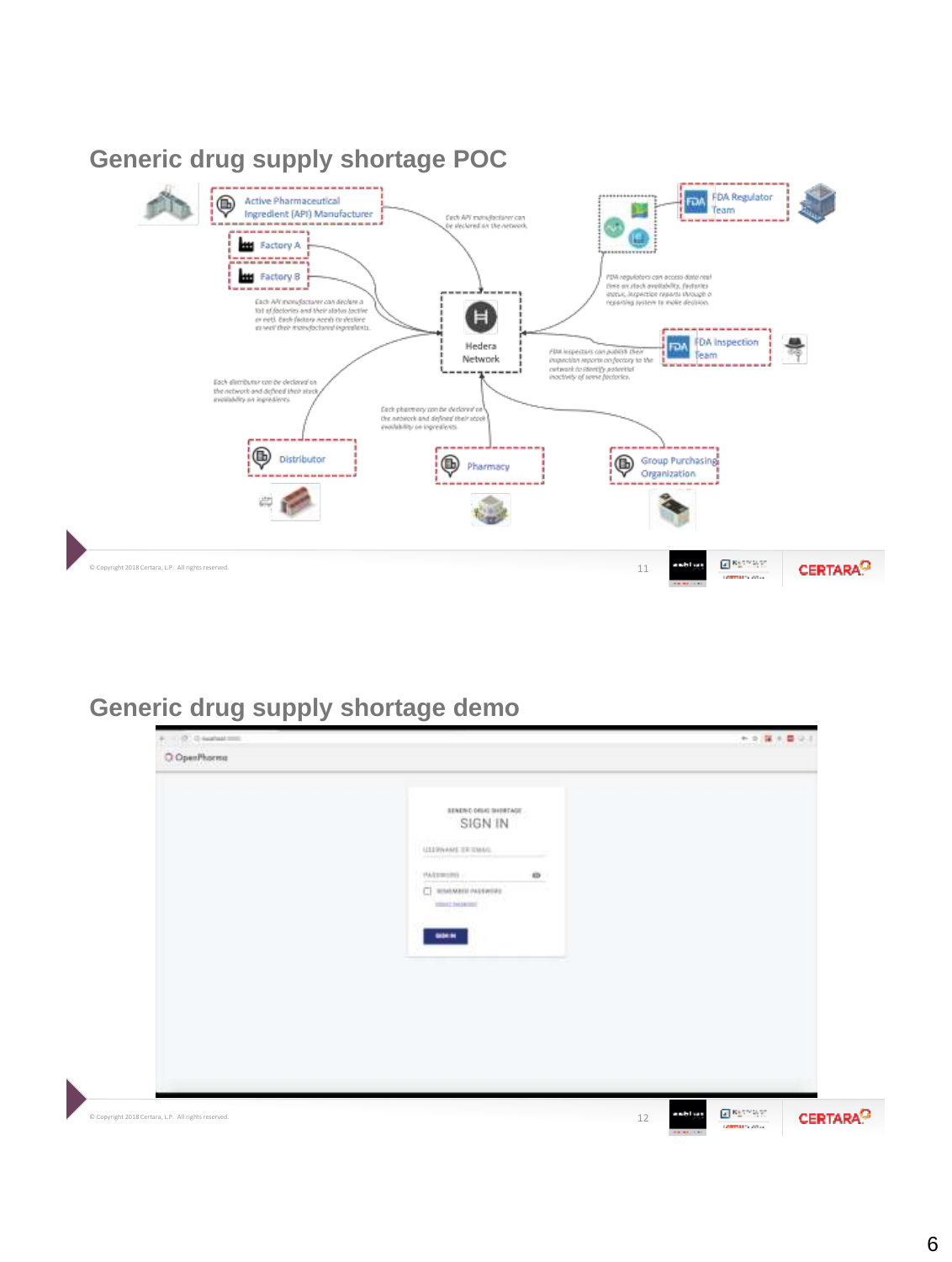## Generic drug supply shortage POC

Active Pharmaceutical Ingredient (API) Manufacturer

Factory A

Factory B

Each API manufacturer can be declared on the network.

Each API manufacturer can declare a list of factories and their status (active or not). Each factory needs to declare as well their manufactured ingredients.

Hedera Network

FDA Regulator Team

FDA regulators can access data real time on stock availability, factories status, inspection reports through a reporting system to make decision.

FDA Inspection Team

FDA inspectors can publish their inspection reports on factory to the network to identify potential inactivity of some factories.

Each distributor can be declared on the network and defined their stock availability on ingredients.

Each pharmacy can be declared on the network and defined their stock availability on ingredients.

Distributor

Pharmacy

Group Purchasing Organization

© Copyright 2018 Certara, L.P. All rights reserved.

## Generic drug supply shortage demo

OpenPharma

GENERIC DRUG SHORTAGE

SIGN IN

USERNAME OR EMAIL

PASSWORD

REMEMBER PASSWORD

SIGN IN

© Copyright 2018 Certara, L.P. All rights reserved.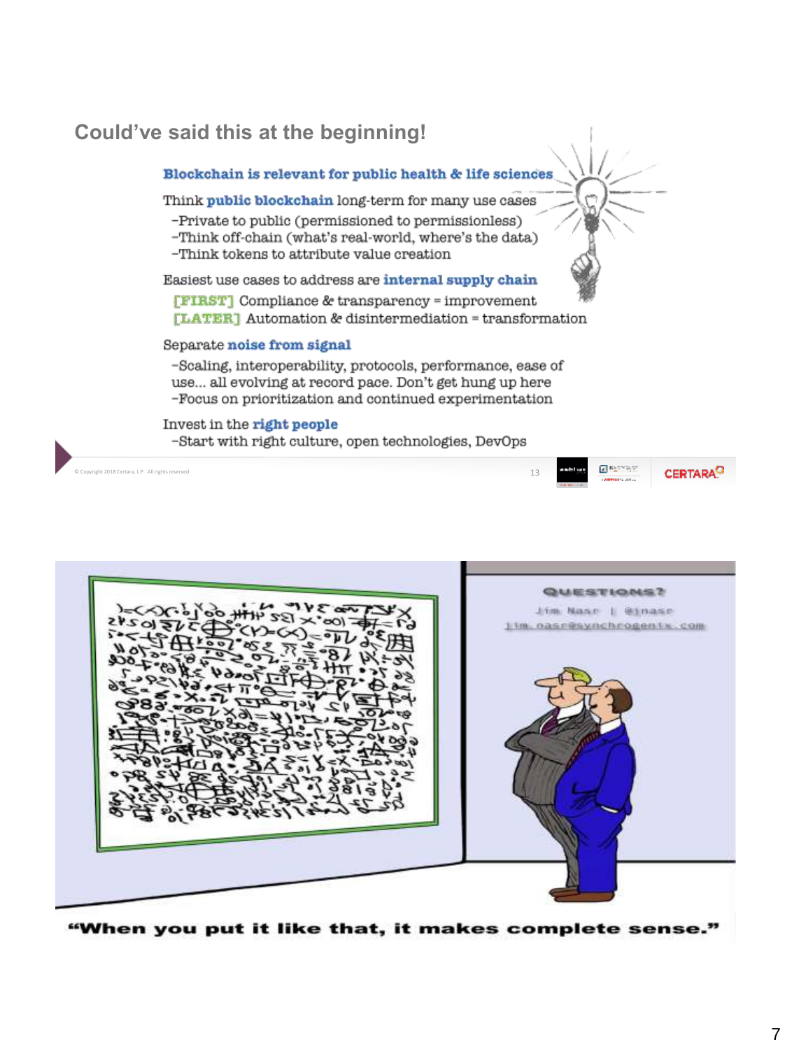## Could've said this at the beginning!

**Blockchain is relevant for public health & life sciences**

Think **public blockchain** long-term for many use cases

- Private to public (permissioned to permissionless)
- Think off-chain (what's real-world, where's the data)
- Think tokens to attribute value creation

Easiest use cases to address are **internal supply chain**

[FIRST] Compliance & transparency = improvement
[LATER] Automation & disintermediation = transformation

Separate **noise from signal**

- Scaling, interoperability, protocols, performance, ease of use... all evolving at record pace. Don't get hung up here
- Focus on prioritization and continued experimentation

Invest in the **right people**

- Start with right culture, open technologies, DevOps

© Copyright 2018 Certara, L.P. All rights reserved.

QUESTIONS?

Jim Nasr | @jnasr

jim.nasr@synchrogenix.com

"When you put it like that, it makes complete sense."